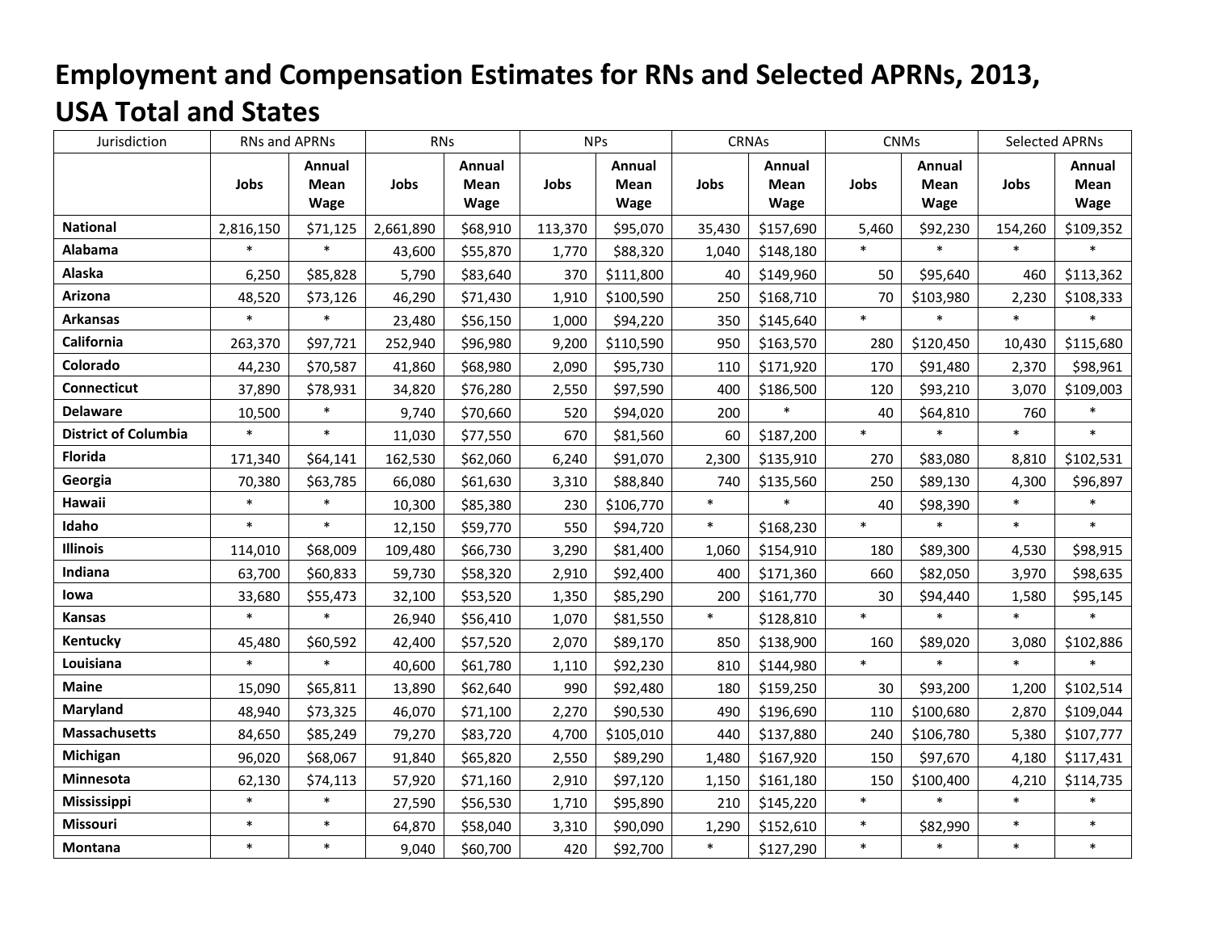# Employment and Compensation Estimates for RNs and Selected APRNs, 2013, USA Total and States

| Jurisdiction | RNs and APRNs | | RNs | | NPs | | CRNAs | | CNMs | | Selected APRNs | |
|---|---|---|---|---|---|---|---|---|---|---|---|---|
| | **Jobs** | **Annual Mean Wage** | **Jobs** | **Annual Mean Wage** | **Jobs** | **Annual Mean Wage** | **Jobs** | **Annual Mean Wage** | **Jobs** | **Annual Mean Wage** | **Jobs** | **Annual Mean Wage** |
| **National** | 2,816,150 | $71,125 | 2,661,890 | $68,910 | 113,370 | $95,070 | 35,430 | $157,690 | 5,460 | $92,230 | 154,260 | $109,352 |
| **Alabama** | * | * | 43,600 | $55,870 | 1,770 | $88,320 | 1,040 | $148,180 | * | * | * | * |
| **Alaska** | 6,250 | $85,828 | 5,790 | $83,640 | 370 | $111,800 | 40 | $149,960 | 50 | $95,640 | 460 | $113,362 |
| **Arizona** | 48,520 | $73,126 | 46,290 | $71,430 | 1,910 | $100,590 | 250 | $168,710 | 70 | $103,980 | 2,230 | $108,333 |
| **Arkansas** | * | * | 23,480 | $56,150 | 1,000 | $94,220 | 350 | $145,640 | * | * | * | * |
| **California** | 263,370 | $97,721 | 252,940 | $96,980 | 9,200 | $110,590 | 950 | $163,570 | 280 | $120,450 | 10,430 | $115,680 |
| **Colorado** | 44,230 | $70,587 | 41,860 | $68,980 | 2,090 | $95,730 | 110 | $171,920 | 170 | $91,480 | 2,370 | $98,961 |
| **Connecticut** | 37,890 | $78,931 | 34,820 | $76,280 | 2,550 | $97,590 | 400 | $186,500 | 120 | $93,210 | 3,070 | $109,003 |
| **Delaware** | 10,500 | * | 9,740 | $70,660 | 520 | $94,020 | 200 | * | 40 | $64,810 | 760 | * |
| **District of Columbia** | * | * | 11,030 | $77,550 | 670 | $81,560 | 60 | $187,200 | * | * | * | * |
| **Florida** | 171,340 | $64,141 | 162,530 | $62,060 | 6,240 | $91,070 | 2,300 | $135,910 | 270 | $83,080 | 8,810 | $102,531 |
| **Georgia** | 70,380 | $63,785 | 66,080 | $61,630 | 3,310 | $88,840 | 740 | $135,560 | 250 | $89,130 | 4,300 | $96,897 |
| **Hawaii** | * | * | 10,300 | $85,380 | 230 | $106,770 | * | * | 40 | $98,390 | * | * |
| **Idaho** | * | * | 12,150 | $59,770 | 550 | $94,720 | * | $168,230 | * | * | * | * |
| **Illinois** | 114,010 | $68,009 | 109,480 | $66,730 | 3,290 | $81,400 | 1,060 | $154,910 | 180 | $89,300 | 4,530 | $98,915 |
| **Indiana** | 63,700 | $60,833 | 59,730 | $58,320 | 2,910 | $92,400 | 400 | $171,360 | 660 | $82,050 | 3,970 | $98,635 |
| **Iowa** | 33,680 | $55,473 | 32,100 | $53,520 | 1,350 | $85,290 | 200 | $161,770 | 30 | $94,440 | 1,580 | $95,145 |
| **Kansas** | * | * | 26,940 | $56,410 | 1,070 | $81,550 | * | $128,810 | * | * | * | * |
| **Kentucky** | 45,480 | $60,592 | 42,400 | $57,520 | 2,070 | $89,170 | 850 | $138,900 | 160 | $89,020 | 3,080 | $102,886 |
| **Louisiana** | * | * | 40,600 | $61,780 | 1,110 | $92,230 | 810 | $144,980 | * | * | * | * |
| **Maine** | 15,090 | $65,811 | 13,890 | $62,640 | 990 | $92,480 | 180 | $159,250 | 30 | $93,200 | 1,200 | $102,514 |
| **Maryland** | 48,940 | $73,325 | 46,070 | $71,100 | 2,270 | $90,530 | 490 | $196,690 | 110 | $100,680 | 2,870 | $109,044 |
| **Massachusetts** | 84,650 | $85,249 | 79,270 | $83,720 | 4,700 | $105,010 | 440 | $137,880 | 240 | $106,780 | 5,380 | $107,777 |
| **Michigan** | 96,020 | $68,067 | 91,840 | $65,820 | 2,550 | $89,290 | 1,480 | $167,920 | 150 | $97,670 | 4,180 | $117,431 |
| **Minnesota** | 62,130 | $74,113 | 57,920 | $71,160 | 2,910 | $97,120 | 1,150 | $161,180 | 150 | $100,400 | 4,210 | $114,735 |
| **Mississippi** | * | * | 27,590 | $56,530 | 1,710 | $95,890 | 210 | $145,220 | * | * | * | * |
| **Missouri** | * | * | 64,870 | $58,040 | 3,310 | $90,090 | 1,290 | $152,610 | * | $82,990 | * | * |
| **Montana** | * | * | 9,040 | $60,700 | 420 | $92,700 | * | $127,290 | * | * | * | * |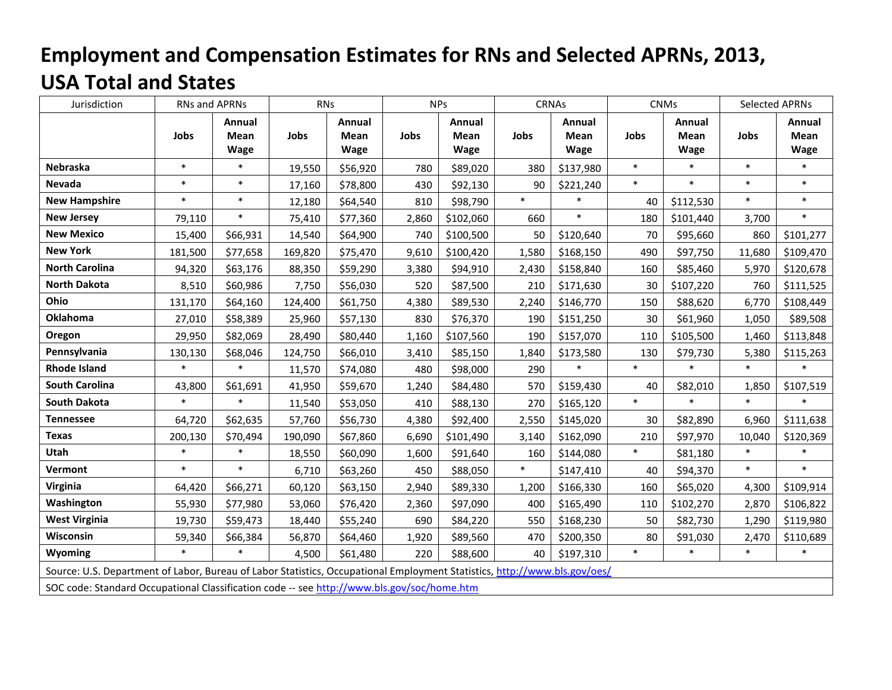# Employment and Compensation Estimates for RNs and Selected APRNs, 2013, USA Total and States

| Jurisdiction | RNs and APRNs | | RNs | | NPs | | CRNAs | | CNMs | | Selected APRNs | |
|---|---|---|---|---|---|---|---|---|---|---|---|---|
| | **Jobs** | **Annual Mean Wage** | **Jobs** | **Annual Mean Wage** | **Jobs** | **Annual Mean Wage** | **Jobs** | **Annual Mean Wage** | **Jobs** | **Annual Mean Wage** | **Jobs** | **Annual Mean Wage** |
| **Nebraska** | * | * | 19,550 | $56,920 | 780 | $89,020 | 380 | $137,980 | * | * | * | * |
| **Nevada** | * | * | 17,160 | $78,800 | 430 | $92,130 | 90 | $221,240 | * | * | * | * |
| **New Hampshire** | * | * | 12,180 | $64,540 | 810 | $98,790 | * | * | 40 | $112,530 | * | * |
| **New Jersey** | 79,110 | * | 75,410 | $77,360 | 2,860 | $102,060 | 660 | * | 180 | $101,440 | 3,700 | * |
| **New Mexico** | 15,400 | $66,931 | 14,540 | $64,900 | 740 | $100,500 | 50 | $120,640 | 70 | $95,660 | 860 | $101,277 |
| **New York** | 181,500 | $77,658 | 169,820 | $75,470 | 9,610 | $100,420 | 1,580 | $168,150 | 490 | $97,750 | 11,680 | $109,470 |
| **North Carolina** | 94,320 | $63,176 | 88,350 | $59,290 | 3,380 | $94,910 | 2,430 | $158,840 | 160 | $85,460 | 5,970 | $120,678 |
| **North Dakota** | 8,510 | $60,986 | 7,750 | $56,030 | 520 | $87,500 | 210 | $171,630 | 30 | $107,220 | 760 | $111,525 |
| **Ohio** | 131,170 | $64,160 | 124,400 | $61,750 | 4,380 | $89,530 | 2,240 | $146,770 | 150 | $88,620 | 6,770 | $108,449 |
| **Oklahoma** | 27,010 | $58,389 | 25,960 | $57,130 | 830 | $76,370 | 190 | $151,250 | 30 | $61,960 | 1,050 | $89,508 |
| **Oregon** | 29,950 | $82,069 | 28,490 | $80,440 | 1,160 | $107,560 | 190 | $157,070 | 110 | $105,500 | 1,460 | $113,848 |
| **Pennsylvania** | 130,130 | $68,046 | 124,750 | $66,010 | 3,410 | $85,150 | 1,840 | $173,580 | 130 | $79,730 | 5,380 | $115,263 |
| **Rhode Island** | * | * | 11,570 | $74,080 | 480 | $98,000 | 290 | * | * | * | * | * |
| **South Carolina** | 43,800 | $61,691 | 41,950 | $59,670 | 1,240 | $84,480 | 570 | $159,430 | 40 | $82,010 | 1,850 | $107,519 |
| **South Dakota** | * | * | 11,540 | $53,050 | 410 | $88,130 | 270 | $165,120 | * | * | * | * |
| **Tennessee** | 64,720 | $62,635 | 57,760 | $56,730 | 4,380 | $92,400 | 2,550 | $145,020 | 30 | $82,890 | 6,960 | $111,638 |
| **Texas** | 200,130 | $70,494 | 190,090 | $67,860 | 6,690 | $101,490 | 3,140 | $162,090 | 210 | $97,970 | 10,040 | $120,369 |
| **Utah** | * | * | 18,550 | $60,090 | 1,600 | $91,640 | 160 | $144,080 | * | $81,180 | * | * |
| **Vermont** | * | * | 6,710 | $63,260 | 450 | $88,050 | * | $147,410 | 40 | $94,370 | * | * |
| **Virginia** | 64,420 | $66,271 | 60,120 | $63,150 | 2,940 | $89,330 | 1,200 | $166,330 | 160 | $65,020 | 4,300 | $109,914 |
| **Washington** | 55,930 | $77,980 | 53,060 | $76,420 | 2,360 | $97,090 | 400 | $165,490 | 110 | $102,270 | 2,870 | $106,822 |
| **West Virginia** | 19,730 | $59,473 | 18,440 | $55,240 | 690 | $84,220 | 550 | $168,230 | 50 | $82,730 | 1,290 | $119,980 |
| **Wisconsin** | 59,340 | $66,384 | 56,870 | $64,460 | 1,920 | $89,560 | 470 | $200,350 | 80 | $91,030 | 2,470 | $110,689 |
| **Wyoming** | * | * | 4,500 | $61,480 | 220 | $88,600 | 40 | $197,310 | * | * | * | * |

Source: U.S. Department of Labor, Bureau of Labor Statistics, Occupational Employment Statistics, http://www.bls.gov/oes/

SOC code: Standard Occupational Classification code -- see http://www.bls.gov/soc/home.htm